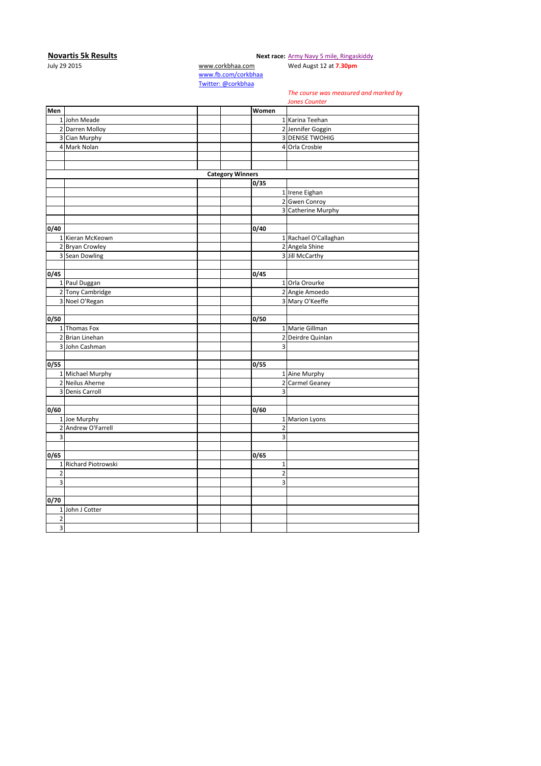**Novartis 5k Results**

July 29 2015

www.corkbhaa.com
www.fb.com/corkbhaa
Twitter: @corkbhaa

**Next race:** Army Navy 5 mile, Ringaskiddy
Wed Augst 12 at **7.30pm**

*The course was measured and marked by Jones Counter*

| Men | | | | Women | |
|---|---|---|---|---|---|
| 1 | John Meade | | | 1 | Karina Teehan |
| 2 | Darren Molloy | | | 2 | Jennifer Goggin |
| 3 | Cian Murphy | | | 3 | DENISE TWOHIG |
| 4 | Mark Nolan | | | 4 | Orla Crosbie |
| | | | | | |
| | | | | | |
| | | **Category Winners** | | | |
| | | | | 0/35 | |
| | | | | 1 | Irene Eighan |
| | | | | 2 | Gwen Conroy |
| | | | | 3 | Catherine Murphy |
| | | | | | |
| 0/40 | | | | 0/40 | |
| 1 | Kieran McKeown | | | 1 | Rachael O'Callaghan |
| 2 | Bryan Crowley | | | 2 | Angela Shine |
| 3 | Sean Dowling | | | 3 | Jill McCarthy |
| | | | | | |
| 0/45 | | | | 0/45 | |
| 1 | Paul Duggan | | | 1 | Orla Orourke |
| 2 | Tony Cambridge | | | 2 | Angie Amoedo |
| 3 | Noel O'Regan | | | 3 | Mary O'Keeffe |
| | | | | | |
| 0/50 | | | | 0/50 | |
| 1 | Thomas Fox | | | 1 | Marie Gillman |
| 2 | Brian Linehan | | | 2 | Deirdre Quinlan |
| 3 | John Cashman | | | 3 | |
| | | | | | |
| 0/55 | | | | 0/55 | |
| 1 | Michael Murphy | | | 1 | Aine Murphy |
| 2 | Neilus Aherne | | | 2 | Carmel Geaney |
| 3 | Denis Carroll | | | 3 | |
| | | | | | |
| 0/60 | | | | 0/60 | |
| 1 | Joe Murphy | | | 1 | Marion Lyons |
| 2 | Andrew O'Farrell | | | 2 | |
| 3 | | | | 3 | |
| | | | | | |
| 0/65 | | | | 0/65 | |
| 1 | Richard Piotrowski | | | 1 | |
| 2 | | | | 2 | |
| 3 | | | | 3 | |
| | | | | | |
| 0/70 | | | | | |
| 1 | John J Cotter | | | | |
| 2 | | | | | |
| 3 | | | | | |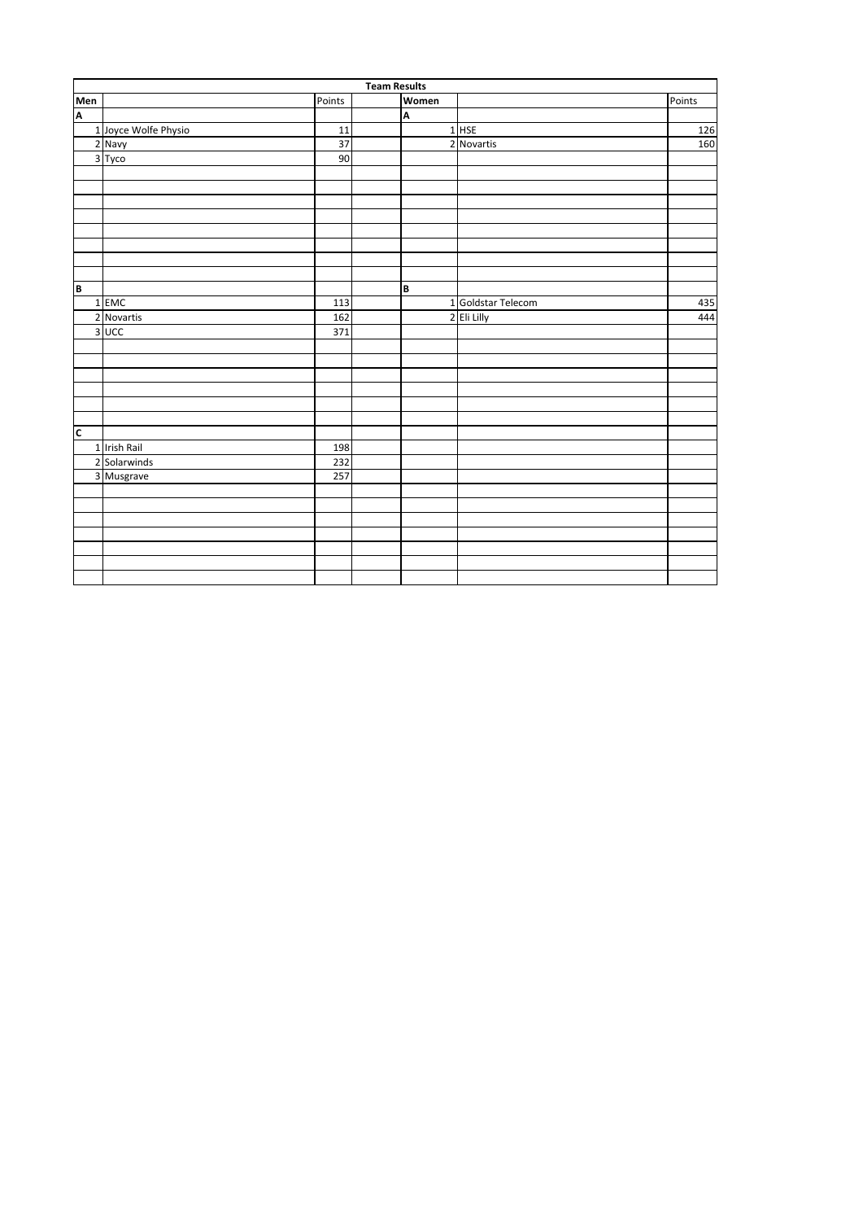| Team Results | | | | | | |
|---|---|---|---|---|---|---|
| **Men** | | Points | | **Women** | | Points |
| **A** | | | | **A** | | |
| 1 | Joyce Wolfe Physio | 11 | | 1 | HSE | 126 |
| 2 | Navy | 37 | | 2 | Novartis | 160 |
| 3 | Tyco | 90 | | | | |
| **B** | | | | **B** | | |
| 1 | EMC | 113 | | 1 | Goldstar Telecom | 435 |
| 2 | Novartis | 162 | | 2 | Eli Lilly | 444 |
| 3 | UCC | 371 | | | | |
| **C** | | | | | | |
| 1 | Irish Rail | 198 | | | | |
| 2 | Solarwinds | 232 | | | | |
| 3 | Musgrave | 257 | | | | |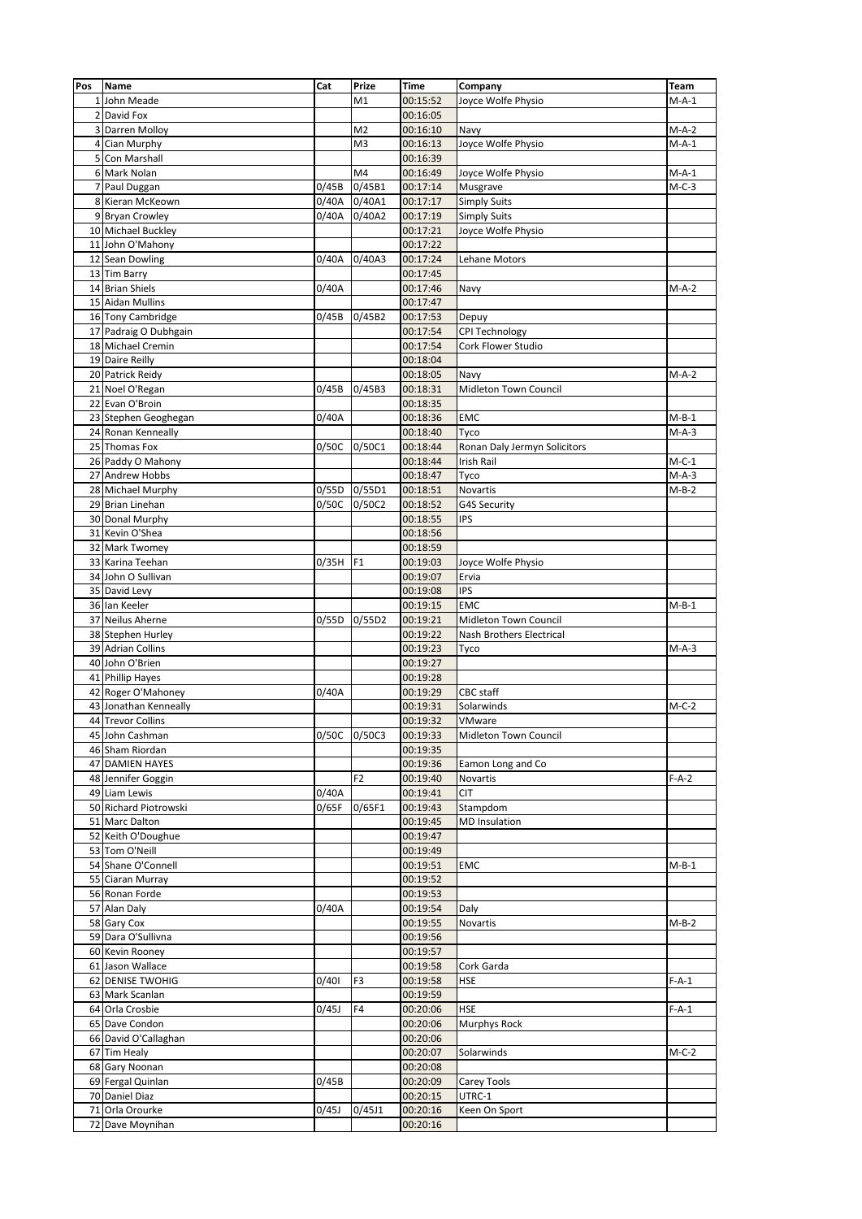| Pos | Name | Cat | Prize | Time | Company | Team |
|---|---|---|---|---|---|---|
| 1 | John Meade | | M1 | 00:15:52 | Joyce Wolfe Physio | M-A-1 |
| 2 | David Fox | | | 00:16:05 | | |
| 3 | Darren Molloy | | M2 | 00:16:10 | Navy | M-A-2 |
| 4 | Cian Murphy | | M3 | 00:16:13 | Joyce Wolfe Physio | M-A-1 |
| 5 | Con Marshall | | | 00:16:39 | | |
| 6 | Mark Nolan | | M4 | 00:16:49 | Joyce Wolfe Physio | M-A-1 |
| 7 | Paul Duggan | 0/45B | 0/45B1 | 00:17:14 | Musgrave | M-C-3 |
| 8 | Kieran McKeown | 0/40A | 0/40A1 | 00:17:17 | Simply Suits | |
| 9 | Bryan Crowley | 0/40A | 0/40A2 | 00:17:19 | Simply Suits | |
| 10 | Michael Buckley | | | 00:17:21 | Joyce Wolfe Physio | |
| 11 | John O'Mahony | | | 00:17:22 | | |
| 12 | Sean Dowling | 0/40A | 0/40A3 | 00:17:24 | Lehane Motors | |
| 13 | Tim Barry | | | 00:17:45 | | |
| 14 | Brian Shiels | 0/40A | | 00:17:46 | Navy | M-A-2 |
| 15 | Aidan Mullins | | | 00:17:47 | | |
| 16 | Tony Cambridge | 0/45B | 0/45B2 | 00:17:53 | Depuy | |
| 17 | Padraig O Dubhgain | | | 00:17:54 | CPI Technology | |
| 18 | Michael Cremin | | | 00:17:54 | Cork Flower Studio | |
| 19 | Daire Reilly | | | 00:18:04 | | |
| 20 | Patrick Reidy | | | 00:18:05 | Navy | M-A-2 |
| 21 | Noel O'Regan | 0/45B | 0/45B3 | 00:18:31 | Midleton Town Council | |
| 22 | Evan O'Broin | | | 00:18:35 | | |
| 23 | Stephen Geoghegan | 0/40A | | 00:18:36 | EMC | M-B-1 |
| 24 | Ronan Kenneally | | | 00:18:40 | Tyco | M-A-3 |
| 25 | Thomas Fox | 0/50C | 0/50C1 | 00:18:44 | Ronan Daly Jermyn Solicitors | |
| 26 | Paddy O Mahony | | | 00:18:44 | Irish Rail | M-C-1 |
| 27 | Andrew Hobbs | | | 00:18:47 | Tyco | M-A-3 |
| 28 | Michael Murphy | 0/55D | 0/55D1 | 00:18:51 | Novartis | M-B-2 |
| 29 | Brian Linehan | 0/50C | 0/50C2 | 00:18:52 | G4S Security | |
| 30 | Donal Murphy | | | 00:18:55 | IPS | |
| 31 | Kevin O'Shea | | | 00:18:56 | | |
| 32 | Mark Twomey | | | 00:18:59 | | |
| 33 | Karina Teehan | 0/35H | F1 | 00:19:03 | Joyce Wolfe Physio | |
| 34 | John O Sullivan | | | 00:19:07 | Ervia | |
| 35 | David Levy | | | 00:19:08 | IPS | |
| 36 | Ian Keeler | | | 00:19:15 | EMC | M-B-1 |
| 37 | Neilus Aherne | 0/55D | 0/55D2 | 00:19:21 | Midleton Town Council | |
| 38 | Stephen Hurley | | | 00:19:22 | Nash Brothers Electrical | |
| 39 | Adrian Collins | | | 00:19:23 | Tyco | M-A-3 |
| 40 | John O'Brien | | | 00:19:27 | | |
| 41 | Phillip Hayes | | | 00:19:28 | | |
| 42 | Roger O'Mahoney | 0/40A | | 00:19:29 | CBC staff | |
| 43 | Jonathan Kenneally | | | 00:19:31 | Solarwinds | M-C-2 |
| 44 | Trevor Collins | | | 00:19:32 | VMware | |
| 45 | John Cashman | 0/50C | 0/50C3 | 00:19:33 | Midleton Town Council | |
| 46 | Sham Riordan | | | 00:19:35 | | |
| 47 | DAMIEN HAYES | | | 00:19:36 | Eamon Long and Co | |
| 48 | Jennifer Goggin | | F2 | 00:19:40 | Novartis | F-A-2 |
| 49 | Liam Lewis | 0/40A | | 00:19:41 | CIT | |
| 50 | Richard Piotrowski | 0/65F | 0/65F1 | 00:19:43 | Stampdom | |
| 51 | Marc Dalton | | | 00:19:45 | MD Insulation | |
| 52 | Keith O'Doughue | | | 00:19:47 | | |
| 53 | Tom O'Neill | | | 00:19:49 | | |
| 54 | Shane O'Connell | | | 00:19:51 | EMC | M-B-1 |
| 55 | Ciaran Murray | | | 00:19:52 | | |
| 56 | Ronan Forde | | | 00:19:53 | | |
| 57 | Alan Daly | 0/40A | | 00:19:54 | Daly | |
| 58 | Gary Cox | | | 00:19:55 | Novartis | M-B-2 |
| 59 | Dara O'Sullivna | | | 00:19:56 | | |
| 60 | Kevin Rooney | | | 00:19:57 | | |
| 61 | Jason Wallace | | | 00:19:58 | Cork Garda | |
| 62 | DENISE TWOHIG | 0/40I | F3 | 00:19:58 | HSE | F-A-1 |
| 63 | Mark Scanlan | | | 00:19:59 | | |
| 64 | Orla Crosbie | 0/45J | F4 | 00:20:06 | HSE | F-A-1 |
| 65 | Dave Condon | | | 00:20:06 | Murphys Rock | |
| 66 | David O'Callaghan | | | 00:20:06 | | |
| 67 | Tim Healy | | | 00:20:07 | Solarwinds | M-C-2 |
| 68 | Gary Noonan | | | 00:20:08 | | |
| 69 | Fergal Quinlan | 0/45B | | 00:20:09 | Carey Tools | |
| 70 | Daniel Diaz | | | 00:20:15 | UTRC-1 | |
| 71 | Orla Orourke | 0/45J | 0/45J1 | 00:20:16 | Keen On Sport | |
| 72 | Dave Moynihan | | | 00:20:16 | | |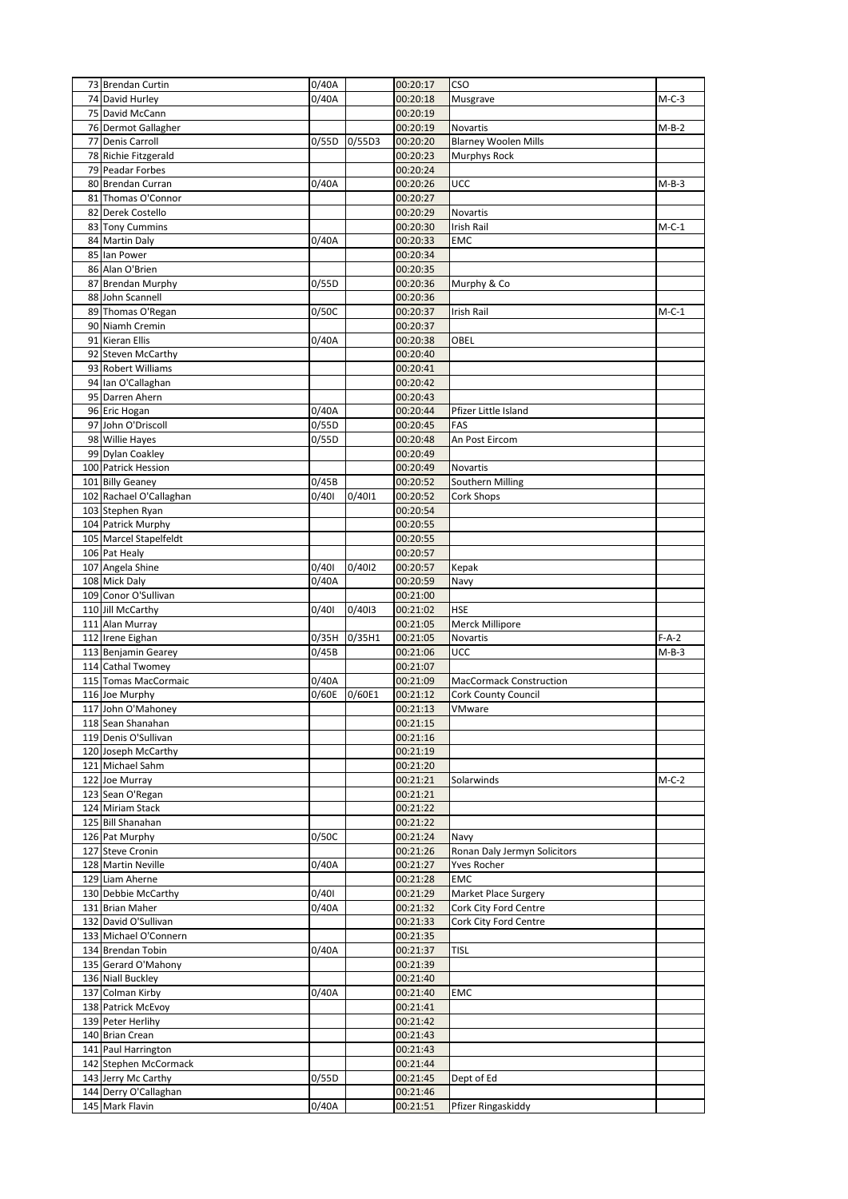| | | | | | | |
|---|---|---|---|---|---|---|
| 73 | Brendan Curtin | 0/40A | | 00:20:17 | CSO | |
| 74 | David Hurley | 0/40A | | 00:20:18 | Musgrave | M-C-3 |
| 75 | David McCann | | | 00:20:19 | | |
| 76 | Dermot Gallagher | | | 00:20:19 | Novartis | M-B-2 |
| 77 | Denis Carroll | 0/55D | 0/55D3 | 00:20:20 | Blarney Woolen Mills | |
| 78 | Richie Fitzgerald | | | 00:20:23 | Murphys Rock | |
| 79 | Peadar Forbes | | | 00:20:24 | | |
| 80 | Brendan Curran | 0/40A | | 00:20:26 | UCC | M-B-3 |
| 81 | Thomas O'Connor | | | 00:20:27 | | |
| 82 | Derek Costello | | | 00:20:29 | Novartis | |
| 83 | Tony Cummins | | | 00:20:30 | Irish Rail | M-C-1 |
| 84 | Martin Daly | 0/40A | | 00:20:33 | EMC | |
| 85 | Ian Power | | | 00:20:34 | | |
| 86 | Alan O'Brien | | | 00:20:35 | | |
| 87 | Brendan Murphy | 0/55D | | 00:20:36 | Murphy & Co | |
| 88 | John Scannell | | | 00:20:36 | | |
| 89 | Thomas O'Regan | 0/50C | | 00:20:37 | Irish Rail | M-C-1 |
| 90 | Niamh Cremin | | | 00:20:37 | | |
| 91 | Kieran Ellis | 0/40A | | 00:20:38 | OBEL | |
| 92 | Steven McCarthy | | | 00:20:40 | | |
| 93 | Robert Williams | | | 00:20:41 | | |
| 94 | Ian O'Callaghan | | | 00:20:42 | | |
| 95 | Darren Ahern | | | 00:20:43 | | |
| 96 | Eric Hogan | 0/40A | | 00:20:44 | Pfizer Little Island | |
| 97 | John O'Driscoll | 0/55D | | 00:20:45 | FAS | |
| 98 | Willie Hayes | 0/55D | | 00:20:48 | An Post Eircom | |
| 99 | Dylan Coakley | | | 00:20:49 | | |
| 100 | Patrick Hession | | | 00:20:49 | Novartis | |
| 101 | Billy Geaney | 0/45B | | 00:20:52 | Southern Milling | |
| 102 | Rachael O'Callaghan | 0/40I | 0/40I1 | 00:20:52 | Cork Shops | |
| 103 | Stephen Ryan | | | 00:20:54 | | |
| 104 | Patrick Murphy | | | 00:20:55 | | |
| 105 | Marcel Stapelfeldt | | | 00:20:55 | | |
| 106 | Pat Healy | | | 00:20:57 | | |
| 107 | Angela Shine | 0/40I | 0/40I2 | 00:20:57 | Kepak | |
| 108 | Mick Daly | 0/40A | | 00:20:59 | Navy | |
| 109 | Conor O'Sullivan | | | 00:21:00 | | |
| 110 | Jill McCarthy | 0/40I | 0/40I3 | 00:21:02 | HSE | |
| 111 | Alan Murray | | | 00:21:05 | Merck Millipore | |
| 112 | Irene Eighan | 0/35H | 0/35H1 | 00:21:05 | Novartis | F-A-2 |
| 113 | Benjamin Gearey | 0/45B | | 00:21:06 | UCC | M-B-3 |
| 114 | Cathal Twomey | | | 00:21:07 | | |
| 115 | Tomas MacCormaic | 0/40A | | 00:21:09 | MacCormack Construction | |
| 116 | Joe Murphy | 0/60E | 0/60E1 | 00:21:12 | Cork County Council | |
| 117 | John O'Mahoney | | | 00:21:13 | VMware | |
| 118 | Sean Shanahan | | | 00:21:15 | | |
| 119 | Denis O'Sullivan | | | 00:21:16 | | |
| 120 | Joseph McCarthy | | | 00:21:19 | | |
| 121 | Michael Sahm | | | 00:21:20 | | |
| 122 | Joe Murray | | | 00:21:21 | Solarwinds | M-C-2 |
| 123 | Sean O'Regan | | | 00:21:21 | | |
| 124 | Miriam Stack | | | 00:21:22 | | |
| 125 | Bill Shanahan | | | 00:21:22 | | |
| 126 | Pat Murphy | 0/50C | | 00:21:24 | Navy | |
| 127 | Steve Cronin | | | 00:21:26 | Ronan Daly Jermyn Solicitors | |
| 128 | Martin Neville | 0/40A | | 00:21:27 | Yves Rocher | |
| 129 | Liam Aherne | | | 00:21:28 | EMC | |
| 130 | Debbie McCarthy | 0/40I | | 00:21:29 | Market Place Surgery | |
| 131 | Brian Maher | 0/40A | | 00:21:32 | Cork City Ford Centre | |
| 132 | David O'Sullivan | | | 00:21:33 | Cork City Ford Centre | |
| 133 | Michael O'Connern | | | 00:21:35 | | |
| 134 | Brendan Tobin | 0/40A | | 00:21:37 | TISL | |
| 135 | Gerard O'Mahony | | | 00:21:39 | | |
| 136 | Niall Buckley | | | 00:21:40 | | |
| 137 | Colman Kirby | 0/40A | | 00:21:40 | EMC | |
| 138 | Patrick McEvoy | | | 00:21:41 | | |
| 139 | Peter Herlihy | | | 00:21:42 | | |
| 140 | Brian Crean | | | 00:21:43 | | |
| 141 | Paul Harrington | | | 00:21:43 | | |
| 142 | Stephen McCormack | | | 00:21:44 | | |
| 143 | Jerry Mc Carthy | 0/55D | | 00:21:45 | Dept of Ed | |
| 144 | Derry O'Callaghan | | | 00:21:46 | | |
| 145 | Mark Flavin | 0/40A | | 00:21:51 | Pfizer Ringaskiddy | |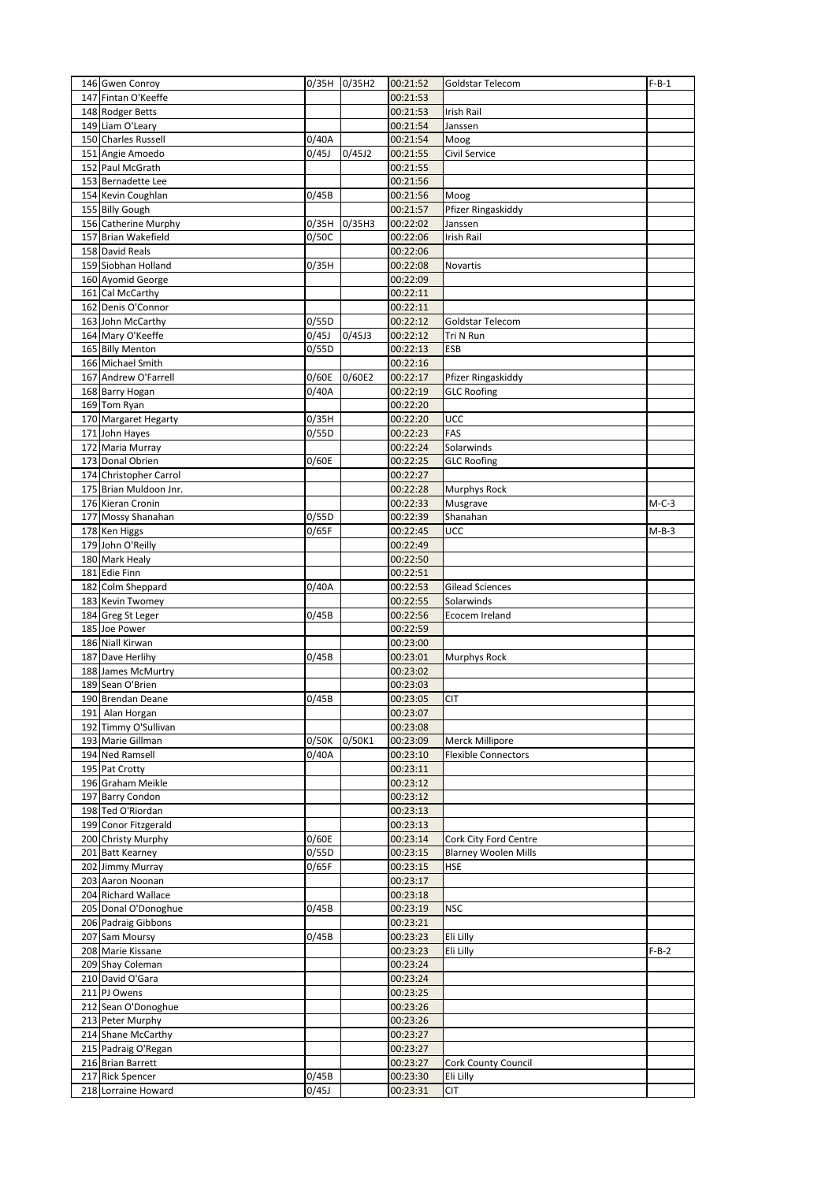| | | | | | | |
|---|---|---|---|---|---|---|
| 146 | Gwen Conroy | 0/35H | 0/35H2 | 00:21:52 | Goldstar Telecom | F-B-1 |
| 147 | Fintan O'Keeffe | | | 00:21:53 | | |
| 148 | Rodger Betts | | | 00:21:53 | Irish Rail | |
| 149 | Liam O'Leary | | | 00:21:54 | Janssen | |
| 150 | Charles Russell | 0/40A | | 00:21:54 | Moog | |
| 151 | Angie Amoedo | 0/45J | 0/45J2 | 00:21:55 | Civil Service | |
| 152 | Paul McGrath | | | 00:21:55 | | |
| 153 | Bernadette Lee | | | 00:21:56 | | |
| 154 | Kevin Coughlan | 0/45B | | 00:21:56 | Moog | |
| 155 | Billy Gough | | | 00:21:57 | Pfizer Ringaskiddy | |
| 156 | Catherine Murphy | 0/35H | 0/35H3 | 00:22:02 | Janssen | |
| 157 | Brian Wakefield | 0/50C | | 00:22:06 | Irish Rail | |
| 158 | David Reals | | | 00:22:06 | | |
| 159 | Siobhan Holland | 0/35H | | 00:22:08 | Novartis | |
| 160 | Ayomid George | | | 00:22:09 | | |
| 161 | Cal McCarthy | | | 00:22:11 | | |
| 162 | Denis O'Connor | | | 00:22:11 | | |
| 163 | John McCarthy | 0/55D | | 00:22:12 | Goldstar Telecom | |
| 164 | Mary O'Keeffe | 0/45J | 0/45J3 | 00:22:12 | Tri N Run | |
| 165 | Billy Menton | 0/55D | | 00:22:13 | ESB | |
| 166 | Michael Smith | | | 00:22:16 | | |
| 167 | Andrew O'Farrell | 0/60E | 0/60E2 | 00:22:17 | Pfizer Ringaskiddy | |
| 168 | Barry Hogan | 0/40A | | 00:22:19 | GLC Roofing | |
| 169 | Tom Ryan | | | 00:22:20 | | |
| 170 | Margaret Hegarty | 0/35H | | 00:22:20 | UCC | |
| 171 | John Hayes | 0/55D | | 00:22:23 | FAS | |
| 172 | Maria Murray | | | 00:22:24 | Solarwinds | |
| 173 | Donal Obrien | 0/60E | | 00:22:25 | GLC Roofing | |
| 174 | Christopher Carrol | | | 00:22:27 | | |
| 175 | Brian Muldoon Jnr. | | | 00:22:28 | Murphys Rock | |
| 176 | Kieran Cronin | | | 00:22:33 | Musgrave | M-C-3 |
| 177 | Mossy Shanahan | 0/55D | | 00:22:39 | Shanahan | |
| 178 | Ken Higgs | 0/65F | | 00:22:45 | UCC | M-B-3 |
| 179 | John O'Reilly | | | 00:22:49 | | |
| 180 | Mark Healy | | | 00:22:50 | | |
| 181 | Edie Finn | | | 00:22:51 | | |
| 182 | Colm Sheppard | 0/40A | | 00:22:53 | Gilead Sciences | |
| 183 | Kevin Twomey | | | 00:22:55 | Solarwinds | |
| 184 | Greg St Leger | 0/45B | | 00:22:56 | Ecocem Ireland | |
| 185 | Joe Power | | | 00:22:59 | | |
| 186 | Niall Kirwan | | | 00:23:00 | | |
| 187 | Dave Herlihy | 0/45B | | 00:23:01 | Murphys Rock | |
| 188 | James McMurtry | | | 00:23:02 | | |
| 189 | Sean O'Brien | | | 00:23:03 | | |
| 190 | Brendan Deane | 0/45B | | 00:23:05 | CIT | |
| 191 | Alan Horgan | | | 00:23:07 | | |
| 192 | Timmy O'Sullivan | | | 00:23:08 | | |
| 193 | Marie Gillman | 0/50K | 0/50K1 | 00:23:09 | Merck Millipore | |
| 194 | Ned Ramsell | 0/40A | | 00:23:10 | Flexible Connectors | |
| 195 | Pat Crotty | | | 00:23:11 | | |
| 196 | Graham Meikle | | | 00:23:12 | | |
| 197 | Barry Condon | | | 00:23:12 | | |
| 198 | Ted O'Riordan | | | 00:23:13 | | |
| 199 | Conor Fitzgerald | | | 00:23:13 | | |
| 200 | Christy Murphy | 0/60E | | 00:23:14 | Cork City Ford Centre | |
| 201 | Batt Kearney | 0/55D | | 00:23:15 | Blarney Woolen Mills | |
| 202 | Jimmy Murray | 0/65F | | 00:23:15 | HSE | |
| 203 | Aaron Noonan | | | 00:23:17 | | |
| 204 | Richard Wallace | | | 00:23:18 | | |
| 205 | Donal O'Donoghue | 0/45B | | 00:23:19 | NSC | |
| 206 | Padraig Gibbons | | | 00:23:21 | | |
| 207 | Sam Moursy | 0/45B | | 00:23:23 | Eli Lilly | |
| 208 | Marie Kissane | | | 00:23:23 | Eli Lilly | F-B-2 |
| 209 | Shay Coleman | | | 00:23:24 | | |
| 210 | David O'Gara | | | 00:23:24 | | |
| 211 | PJ Owens | | | 00:23:25 | | |
| 212 | Sean O'Donoghue | | | 00:23:26 | | |
| 213 | Peter Murphy | | | 00:23:26 | | |
| 214 | Shane McCarthy | | | 00:23:27 | | |
| 215 | Padraig O'Regan | | | 00:23:27 | | |
| 216 | Brian Barrett | | | 00:23:27 | Cork County Council | |
| 217 | Rick Spencer | 0/45B | | 00:23:30 | Eli Lilly | |
| 218 | Lorraine Howard | 0/45J | | 00:23:31 | CIT | |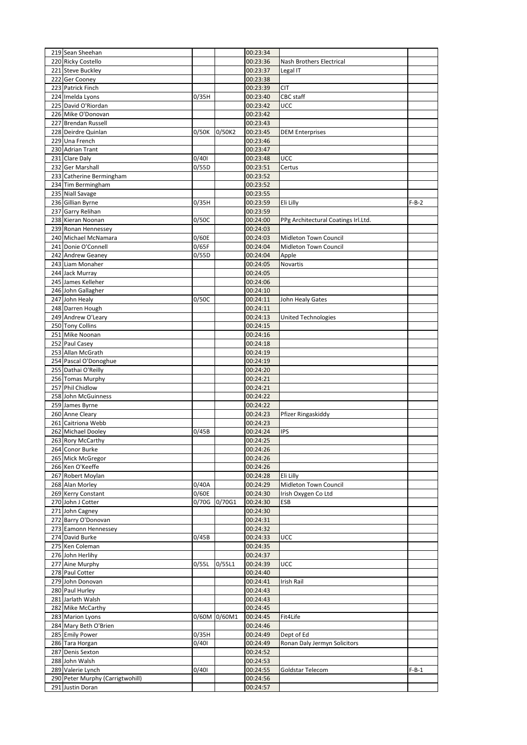| | | | | | | |
|---|---|---|---|---|---|---|
| 219 | Sean Sheehan | | | 00:23:34 | | |
| 220 | Ricky Costello | | | 00:23:36 | Nash Brothers Electrical | |
| 221 | Steve Buckley | | | 00:23:37 | Legal IT | |
| 222 | Ger Cooney | | | 00:23:38 | | |
| 223 | Patrick Finch | | | 00:23:39 | CIT | |
| 224 | Imelda Lyons | 0/35H | | 00:23:40 | CBC staff | |
| 225 | David O'Riordan | | | 00:23:42 | UCC | |
| 226 | Mike O'Donovan | | | 00:23:42 | | |
| 227 | Brendan Russell | | | 00:23:43 | | |
| 228 | Deirdre Quinlan | 0/50K | 0/50K2 | 00:23:45 | DEM Enterprises | |
| 229 | Una French | | | 00:23:46 | | |
| 230 | Adrian Trant | | | 00:23:47 | | |
| 231 | Clare Daly | 0/40I | | 00:23:48 | UCC | |
| 232 | Ger Marshall | 0/55D | | 00:23:51 | Certus | |
| 233 | Catherine Bermingham | | | 00:23:52 | | |
| 234 | Tim Bermingham | | | 00:23:52 | | |
| 235 | Niall Savage | | | 00:23:55 | | |
| 236 | Gillian Byrne | 0/35H | | 00:23:59 | Eli Lilly | F-B-2 |
| 237 | Garry Relihan | | | 00:23:59 | | |
| 238 | Kieran Noonan | 0/50C | | 00:24:00 | PPg Architectural Coatings Irl.Ltd. | |
| 239 | Ronan Hennessey | | | 00:24:03 | | |
| 240 | Michael McNamara | 0/60E | | 00:24:03 | Midleton Town Council | |
| 241 | Donie O'Connell | 0/65F | | 00:24:04 | Midleton Town Council | |
| 242 | Andrew Geaney | 0/55D | | 00:24:04 | Apple | |
| 243 | Liam Monaher | | | 00:24:05 | Novartis | |
| 244 | Jack Murray | | | 00:24:05 | | |
| 245 | James Kelleher | | | 00:24:06 | | |
| 246 | John Gallagher | | | 00:24:10 | | |
| 247 | John Healy | 0/50C | | 00:24:11 | John Healy Gates | |
| 248 | Darren Hough | | | 00:24:11 | | |
| 249 | Andrew O'Leary | | | 00:24:13 | United Technologies | |
| 250 | Tony Collins | | | 00:24:15 | | |
| 251 | Mike Noonan | | | 00:24:16 | | |
| 252 | Paul Casey | | | 00:24:18 | | |
| 253 | Allan McGrath | | | 00:24:19 | | |
| 254 | Pascal O'Donoghue | | | 00:24:19 | | |
| 255 | Dathai O'Reilly | | | 00:24:20 | | |
| 256 | Tomas Murphy | | | 00:24:21 | | |
| 257 | Phil Chidlow | | | 00:24:21 | | |
| 258 | John McGuinness | | | 00:24:22 | | |
| 259 | James Byrne | | | 00:24:22 | | |
| 260 | Anne Cleary | | | 00:24:23 | Pfizer Ringaskiddy | |
| 261 | Caitriona Webb | | | 00:24:23 | | |
| 262 | Michael Dooley | 0/45B | | 00:24:24 | IPS | |
| 263 | Rory McCarthy | | | 00:24:25 | | |
| 264 | Conor Burke | | | 00:24:26 | | |
| 265 | Mick McGregor | | | 00:24:26 | | |
| 266 | Ken O'Keeffe | | | 00:24:26 | | |
| 267 | Robert Moylan | | | 00:24:28 | Eli Lilly | |
| 268 | Alan Morley | 0/40A | | 00:24:29 | Midleton Town Council | |
| 269 | Kerry Constant | 0/60E | | 00:24:30 | Irish Oxygen Co Ltd | |
| 270 | John J Cotter | 0/70G | 0/70G1 | 00:24:30 | ESB | |
| 271 | John Cagney | | | 00:24:30 | | |
| 272 | Barry O'Donovan | | | 00:24:31 | | |
| 273 | Eamonn Hennessey | | | 00:24:32 | | |
| 274 | David Burke | 0/45B | | 00:24:33 | UCC | |
| 275 | Ken Coleman | | | 00:24:35 | | |
| 276 | John Herlihy | | | 00:24:37 | | |
| 277 | Aine Murphy | 0/55L | 0/55L1 | 00:24:39 | UCC | |
| 278 | Paul Cotter | | | 00:24:40 | | |
| 279 | John Donovan | | | 00:24:41 | Irish Rail | |
| 280 | Paul Hurley | | | 00:24:43 | | |
| 281 | Jarlath Walsh | | | 00:24:43 | | |
| 282 | Mike McCarthy | | | 00:24:45 | | |
| 283 | Marion Lyons | 0/60M | 0/60M1 | 00:24:45 | Fit4Life | |
| 284 | Mary Beth O'Brien | | | 00:24:46 | | |
| 285 | Emily Power | 0/35H | | 00:24:49 | Dept of Ed | |
| 286 | Tara Horgan | 0/40I | | 00:24:49 | Ronan Daly Jermyn Solicitors | |
| 287 | Denis Sexton | | | 00:24:52 | | |
| 288 | John Walsh | | | 00:24:53 | | |
| 289 | Valerie Lynch | 0/40I | | 00:24:55 | Goldstar Telecom | F-B-1 |
| 290 | Peter Murphy (Carrigtwohill) | | | 00:24:56 | | |
| 291 | Justin Doran | | | 00:24:57 | | |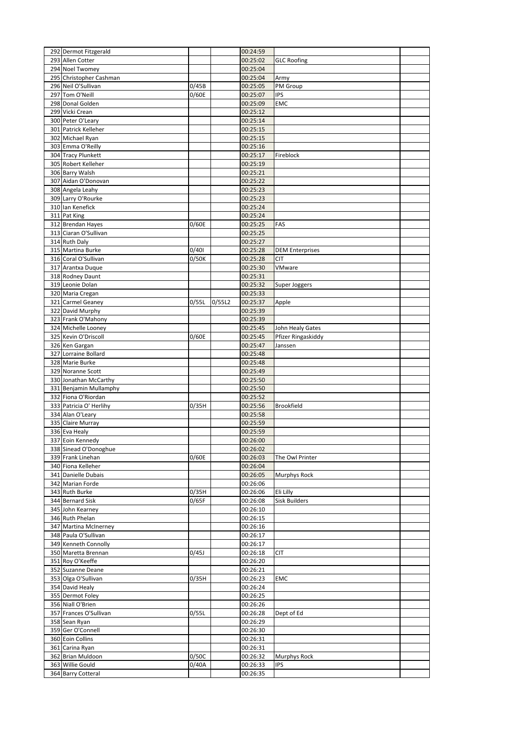| | | | | | | |
|---|---|---|---|---|---|---|
| 292 | Dermot Fitzgerald | | | 00:24:59 | | |
| 293 | Allen Cotter | | | 00:25:02 | GLC Roofing | |
| 294 | Noel Twomey | | | 00:25:04 | | |
| 295 | Christopher Cashman | | | 00:25:04 | Army | |
| 296 | Neil O'Sullivan | 0/45B | | 00:25:05 | PM Group | |
| 297 | Tom O'Neill | 0/60E | | 00:25:07 | IPS | |
| 298 | Donal Golden | | | 00:25:09 | EMC | |
| 299 | Vicki Crean | | | 00:25:12 | | |
| 300 | Peter O'Leary | | | 00:25:14 | | |
| 301 | Patrick Kelleher | | | 00:25:15 | | |
| 302 | Michael Ryan | | | 00:25:15 | | |
| 303 | Emma O'Reilly | | | 00:25:16 | | |
| 304 | Tracy Plunkett | | | 00:25:17 | Fireblock | |
| 305 | Robert Kelleher | | | 00:25:19 | | |
| 306 | Barry Walsh | | | 00:25:21 | | |
| 307 | Aidan O'Donovan | | | 00:25:22 | | |
| 308 | Angela Leahy | | | 00:25:23 | | |
| 309 | Larry O'Rourke | | | 00:25:23 | | |
| 310 | Ian Kenefick | | | 00:25:24 | | |
| 311 | Pat King | | | 00:25:24 | | |
| 312 | Brendan Hayes | 0/60E | | 00:25:25 | FAS | |
| 313 | Ciaran O'Sullivan | | | 00:25:25 | | |
| 314 | Ruth Daly | | | 00:25:27 | | |
| 315 | Martina Burke | 0/40I | | 00:25:28 | DEM Enterprises | |
| 316 | Coral O'Sullivan | 0/50K | | 00:25:28 | CIT | |
| 317 | Arantxa Duque | | | 00:25:30 | VMware | |
| 318 | Rodney Daunt | | | 00:25:31 | | |
| 319 | Leonie Dolan | | | 00:25:32 | Super Joggers | |
| 320 | Maria Cregan | | | 00:25:33 | | |
| 321 | Carmel Geaney | 0/55L | 0/55L2 | 00:25:37 | Apple | |
| 322 | David Murphy | | | 00:25:39 | | |
| 323 | Frank O'Mahony | | | 00:25:39 | | |
| 324 | Michelle Looney | | | 00:25:45 | John Healy Gates | |
| 325 | Kevin O'Driscoll | 0/60E | | 00:25:45 | Pfizer Ringaskiddy | |
| 326 | Ken Gargan | | | 00:25:47 | Janssen | |
| 327 | Lorraine Bollard | | | 00:25:48 | | |
| 328 | Marie Burke | | | 00:25:48 | | |
| 329 | Noranne Scott | | | 00:25:49 | | |
| 330 | Jonathan McCarthy | | | 00:25:50 | | |
| 331 | Benjamin Mullamphy | | | 00:25:50 | | |
| 332 | Fiona O'Riordan | | | 00:25:52 | | |
| 333 | Patricia O' Herlihy | 0/35H | | 00:25:56 | Brookfield | |
| 334 | Alan O'Leary | | | 00:25:58 | | |
| 335 | Claire Murray | | | 00:25:59 | | |
| 336 | Eva Healy | | | 00:25:59 | | |
| 337 | Eoin Kennedy | | | 00:26:00 | | |
| 338 | Sinead O'Donoghue | | | 00:26:02 | | |
| 339 | Frank Linehan | 0/60E | | 00:26:03 | The Owl Printer | |
| 340 | Fiona Kelleher | | | 00:26:04 | | |
| 341 | Danielle Dubais | | | 00:26:05 | Murphys Rock | |
| 342 | Marian Forde | | | 00:26:06 | | |
| 343 | Ruth Burke | 0/35H | | 00:26:06 | Eli Lilly | |
| 344 | Bernard Sisk | 0/65F | | 00:26:08 | Sisk Builders | |
| 345 | John Kearney | | | 00:26:10 | | |
| 346 | Ruth Phelan | | | 00:26:15 | | |
| 347 | Martina McInerney | | | 00:26:16 | | |
| 348 | Paula O'Sullivan | | | 00:26:17 | | |
| 349 | Kenneth Connolly | | | 00:26:17 | | |
| 350 | Maretta Brennan | 0/45J | | 00:26:18 | CIT | |
| 351 | Roy O'Keeffe | | | 00:26:20 | | |
| 352 | Suzanne Deane | | | 00:26:21 | | |
| 353 | Olga O'Sullivan | 0/35H | | 00:26:23 | EMC | |
| 354 | David Healy | | | 00:26:24 | | |
| 355 | Dermot Foley | | | 00:26:25 | | |
| 356 | Niall O'Brien | | | 00:26:26 | | |
| 357 | Frances O'Sullivan | 0/55L | | 00:26:28 | Dept of Ed | |
| 358 | Sean Ryan | | | 00:26:29 | | |
| 359 | Ger O'Connell | | | 00:26:30 | | |
| 360 | Eoin Collins | | | 00:26:31 | | |
| 361 | Carina Ryan | | | 00:26:31 | | |
| 362 | Brian Muldoon | 0/50C | | 00:26:32 | Murphys Rock | |
| 363 | Willie Gould | 0/40A | | 00:26:33 | IPS | |
| 364 | Barry Cotteral | | | 00:26:35 | | |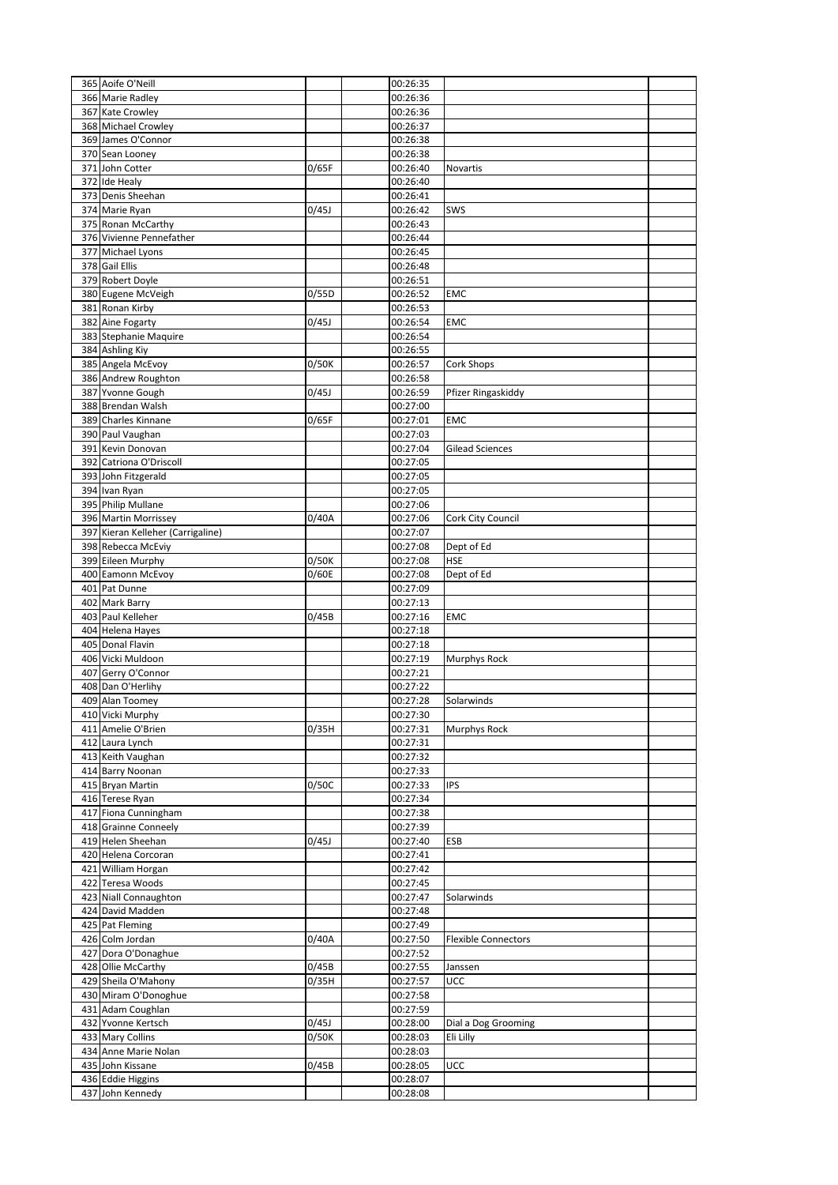| | | | | | | |
|---|---|---|---|---|---|---|
| 365 | Aoife O'Neill | | | 00:26:35 | | |
| 366 | Marie Radley | | | 00:26:36 | | |
| 367 | Kate Crowley | | | 00:26:36 | | |
| 368 | Michael Crowley | | | 00:26:37 | | |
| 369 | James O'Connor | | | 00:26:38 | | |
| 370 | Sean Looney | | | 00:26:38 | | |
| 371 | John Cotter | 0/65F | | 00:26:40 | Novartis | |
| 372 | Ide Healy | | | 00:26:40 | | |
| 373 | Denis Sheehan | | | 00:26:41 | | |
| 374 | Marie Ryan | 0/45J | | 00:26:42 | SWS | |
| 375 | Ronan McCarthy | | | 00:26:43 | | |
| 376 | Vivienne Pennefather | | | 00:26:44 | | |
| 377 | Michael Lyons | | | 00:26:45 | | |
| 378 | Gail Ellis | | | 00:26:48 | | |
| 379 | Robert Doyle | | | 00:26:51 | | |
| 380 | Eugene McVeigh | 0/55D | | 00:26:52 | EMC | |
| 381 | Ronan Kirby | | | 00:26:53 | | |
| 382 | Aine Fogarty | 0/45J | | 00:26:54 | EMC | |
| 383 | Stephanie Maquire | | | 00:26:54 | | |
| 384 | Ashling Kiy | | | 00:26:55 | | |
| 385 | Angela McEvoy | 0/50K | | 00:26:57 | Cork Shops | |
| 386 | Andrew Roughton | | | 00:26:58 | | |
| 387 | Yvonne Gough | 0/45J | | 00:26:59 | Pfizer Ringaskiddy | |
| 388 | Brendan Walsh | | | 00:27:00 | | |
| 389 | Charles Kinnane | 0/65F | | 00:27:01 | EMC | |
| 390 | Paul Vaughan | | | 00:27:03 | | |
| 391 | Kevin Donovan | | | 00:27:04 | Gilead Sciences | |
| 392 | Catriona O'Driscoll | | | 00:27:05 | | |
| 393 | John Fitzgerald | | | 00:27:05 | | |
| 394 | Ivan Ryan | | | 00:27:05 | | |
| 395 | Philip Mullane | | | 00:27:06 | | |
| 396 | Martin Morrissey | 0/40A | | 00:27:06 | Cork City Council | |
| 397 | Kieran Kelleher (Carrigaline) | | | 00:27:07 | | |
| 398 | Rebecca McEviy | | | 00:27:08 | Dept of Ed | |
| 399 | Eileen Murphy | 0/50K | | 00:27:08 | HSE | |
| 400 | Eamonn McEvoy | 0/60E | | 00:27:08 | Dept of Ed | |
| 401 | Pat Dunne | | | 00:27:09 | | |
| 402 | Mark Barry | | | 00:27:13 | | |
| 403 | Paul Kelleher | 0/45B | | 00:27:16 | EMC | |
| 404 | Helena Hayes | | | 00:27:18 | | |
| 405 | Donal Flavin | | | 00:27:18 | | |
| 406 | Vicki Muldoon | | | 00:27:19 | Murphys Rock | |
| 407 | Gerry O'Connor | | | 00:27:21 | | |
| 408 | Dan O'Herlihy | | | 00:27:22 | | |
| 409 | Alan Toomey | | | 00:27:28 | Solarwinds | |
| 410 | Vicki Murphy | | | 00:27:30 | | |
| 411 | Amelie O'Brien | 0/35H | | 00:27:31 | Murphys Rock | |
| 412 | Laura Lynch | | | 00:27:31 | | |
| 413 | Keith Vaughan | | | 00:27:32 | | |
| 414 | Barry Noonan | | | 00:27:33 | | |
| 415 | Bryan Martin | 0/50C | | 00:27:33 | IPS | |
| 416 | Terese Ryan | | | 00:27:34 | | |
| 417 | Fiona Cunningham | | | 00:27:38 | | |
| 418 | Grainne Conneely | | | 00:27:39 | | |
| 419 | Helen Sheehan | 0/45J | | 00:27:40 | ESB | |
| 420 | Helena Corcoran | | | 00:27:41 | | |
| 421 | William Horgan | | | 00:27:42 | | |
| 422 | Teresa Woods | | | 00:27:45 | | |
| 423 | Niall Connaughton | | | 00:27:47 | Solarwinds | |
| 424 | David Madden | | | 00:27:48 | | |
| 425 | Pat Fleming | | | 00:27:49 | | |
| 426 | Colm Jordan | 0/40A | | 00:27:50 | Flexible Connectors | |
| 427 | Dora O'Donaghue | | | 00:27:52 | | |
| 428 | Ollie McCarthy | 0/45B | | 00:27:55 | Janssen | |
| 429 | Sheila O'Mahony | 0/35H | | 00:27:57 | UCC | |
| 430 | Miram O'Donoghue | | | 00:27:58 | | |
| 431 | Adam Coughlan | | | 00:27:59 | | |
| 432 | Yvonne Kertsch | 0/45J | | 00:28:00 | Dial a Dog Grooming | |
| 433 | Mary Collins | 0/50K | | 00:28:03 | Eli Lilly | |
| 434 | Anne Marie Nolan | | | 00:28:03 | | |
| 435 | John Kissane | 0/45B | | 00:28:05 | UCC | |
| 436 | Eddie Higgins | | | 00:28:07 | | |
| 437 | John Kennedy | | | 00:28:08 | | |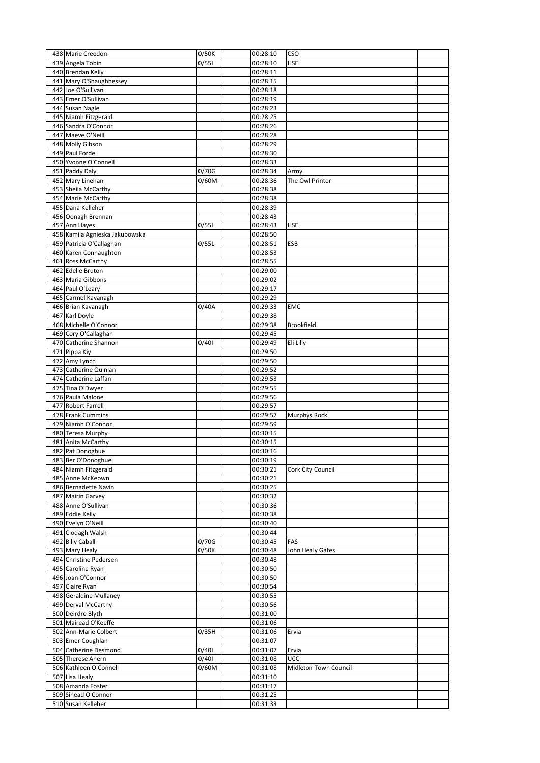| | | | | | | |
|---|---|---|---|---|---|---|
| 438 | Marie Creedon | 0/50K | | 00:28:10 | CSO | |
| 439 | Angela Tobin | 0/55L | | 00:28:10 | HSE | |
| 440 | Brendan Kelly | | | 00:28:11 | | |
| 441 | Mary O'Shaughnessey | | | 00:28:15 | | |
| 442 | Joe O'Sullivan | | | 00:28:18 | | |
| 443 | Emer O'Sullivan | | | 00:28:19 | | |
| 444 | Susan Nagle | | | 00:28:23 | | |
| 445 | Niamh Fitzgerald | | | 00:28:25 | | |
| 446 | Sandra O'Connor | | | 00:28:26 | | |
| 447 | Maeve O'Neill | | | 00:28:28 | | |
| 448 | Molly Gibson | | | 00:28:29 | | |
| 449 | Paul Forde | | | 00:28:30 | | |
| 450 | Yvonne O'Connell | | | 00:28:33 | | |
| 451 | Paddy Daly | 0/70G | | 00:28:34 | Army | |
| 452 | Mary Linehan | 0/60M | | 00:28:36 | The Owl Printer | |
| 453 | Sheila McCarthy | | | 00:28:38 | | |
| 454 | Marie McCarthy | | | 00:28:38 | | |
| 455 | Dana Kelleher | | | 00:28:39 | | |
| 456 | Oonagh Brennan | | | 00:28:43 | | |
| 457 | Ann Hayes | 0/55L | | 00:28:43 | HSE | |
| 458 | Kamila Agnieska Jakubowska | | | 00:28:50 | | |
| 459 | Patricia O'Callaghan | 0/55L | | 00:28:51 | ESB | |
| 460 | Karen Connaughton | | | 00:28:53 | | |
| 461 | Ross McCarthy | | | 00:28:55 | | |
| 462 | Edelle Bruton | | | 00:29:00 | | |
| 463 | Maria Gibbons | | | 00:29:02 | | |
| 464 | Paul O'Leary | | | 00:29:17 | | |
| 465 | Carmel Kavanagh | | | 00:29:29 | | |
| 466 | Brian Kavanagh | 0/40A | | 00:29:33 | EMC | |
| 467 | Karl Doyle | | | 00:29:38 | | |
| 468 | Michelle O'Connor | | | 00:29:38 | Brookfield | |
| 469 | Cory O'Callaghan | | | 00:29:45 | | |
| 470 | Catherine Shannon | 0/40I | | 00:29:49 | Eli Lilly | |
| 471 | Pippa Kiy | | | 00:29:50 | | |
| 472 | Amy Lynch | | | 00:29:50 | | |
| 473 | Catherine Quinlan | | | 00:29:52 | | |
| 474 | Catherine Laffan | | | 00:29:53 | | |
| 475 | Tina O'Dwyer | | | 00:29:55 | | |
| 476 | Paula Malone | | | 00:29:56 | | |
| 477 | Robert Farrell | | | 00:29:57 | | |
| 478 | Frank Cummins | | | 00:29:57 | Murphys Rock | |
| 479 | Niamh O'Connor | | | 00:29:59 | | |
| 480 | Teresa Murphy | | | 00:30:15 | | |
| 481 | Anita McCarthy | | | 00:30:15 | | |
| 482 | Pat Donoghue | | | 00:30:16 | | |
| 483 | Ber O'Donoghue | | | 00:30:19 | | |
| 484 | Niamh Fitzgerald | | | 00:30:21 | Cork City Council | |
| 485 | Anne McKeown | | | 00:30:21 | | |
| 486 | Bernadette Navin | | | 00:30:25 | | |
| 487 | Mairin Garvey | | | 00:30:32 | | |
| 488 | Anne O'Sullivan | | | 00:30:36 | | |
| 489 | Eddie Kelly | | | 00:30:38 | | |
| 490 | Evelyn O'Neill | | | 00:30:40 | | |
| 491 | Clodagh Walsh | | | 00:30:44 | | |
| 492 | Billy Caball | 0/70G | | 00:30:45 | FAS | |
| 493 | Mary Healy | 0/50K | | 00:30:48 | John Healy Gates | |
| 494 | Christine Pedersen | | | 00:30:48 | | |
| 495 | Caroline Ryan | | | 00:30:50 | | |
| 496 | Joan O'Connor | | | 00:30:50 | | |
| 497 | Claire Ryan | | | 00:30:54 | | |
| 498 | Geraldine Mullaney | | | 00:30:55 | | |
| 499 | Derval McCarthy | | | 00:30:56 | | |
| 500 | Deirdre Blyth | | | 00:31:00 | | |
| 501 | Mairead O'Keeffe | | | 00:31:06 | | |
| 502 | Ann-Marie Colbert | 0/35H | | 00:31:06 | Ervia | |
| 503 | Emer Coughlan | | | 00:31:07 | | |
| 504 | Catherine Desmond | 0/40I | | 00:31:07 | Ervia | |
| 505 | Therese Ahern | 0/40I | | 00:31:08 | UCC | |
| 506 | Kathleen O'Connell | 0/60M | | 00:31:08 | Midleton Town Council | |
| 507 | Lisa Healy | | | 00:31:10 | | |
| 508 | Amanda Foster | | | 00:31:17 | | |
| 509 | Sinead O'Connor | | | 00:31:25 | | |
| 510 | Susan Kelleher | | | 00:31:33 | | |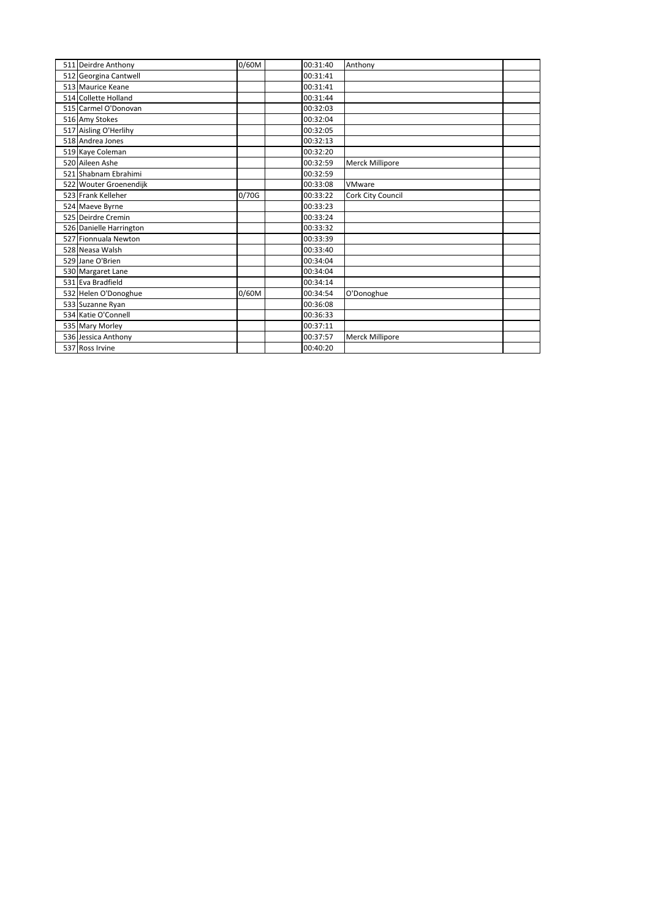| | | | | | | |
|---|---|---|---|---|---|---|
| 511 | Deirdre Anthony | 0/60M | | 00:31:40 | Anthony | |
| 512 | Georgina Cantwell | | | 00:31:41 | | |
| 513 | Maurice Keane | | | 00:31:41 | | |
| 514 | Collette Holland | | | 00:31:44 | | |
| 515 | Carmel O'Donovan | | | 00:32:03 | | |
| 516 | Amy Stokes | | | 00:32:04 | | |
| 517 | Aisling O'Herlihy | | | 00:32:05 | | |
| 518 | Andrea Jones | | | 00:32:13 | | |
| 519 | Kaye Coleman | | | 00:32:20 | | |
| 520 | Aileen Ashe | | | 00:32:59 | Merck Millipore | |
| 521 | Shabnam Ebrahimi | | | 00:32:59 | | |
| 522 | Wouter Groenendijk | | | 00:33:08 | VMware | |
| 523 | Frank Kelleher | 0/70G | | 00:33:22 | Cork City Council | |
| 524 | Maeve Byrne | | | 00:33:23 | | |
| 525 | Deirdre Cremin | | | 00:33:24 | | |
| 526 | Danielle Harrington | | | 00:33:32 | | |
| 527 | Fionnuala Newton | | | 00:33:39 | | |
| 528 | Neasa Walsh | | | 00:33:40 | | |
| 529 | Jane O'Brien | | | 00:34:04 | | |
| 530 | Margaret Lane | | | 00:34:04 | | |
| 531 | Eva Bradfield | | | 00:34:14 | | |
| 532 | Helen O'Donoghue | 0/60M | | 00:34:54 | O'Donoghue | |
| 533 | Suzanne Ryan | | | 00:36:08 | | |
| 534 | Katie O'Connell | | | 00:36:33 | | |
| 535 | Mary Morley | | | 00:37:11 | | |
| 536 | Jessica Anthony | | | 00:37:57 | Merck Millipore | |
| 537 | Ross Irvine | | | 00:40:20 | | |